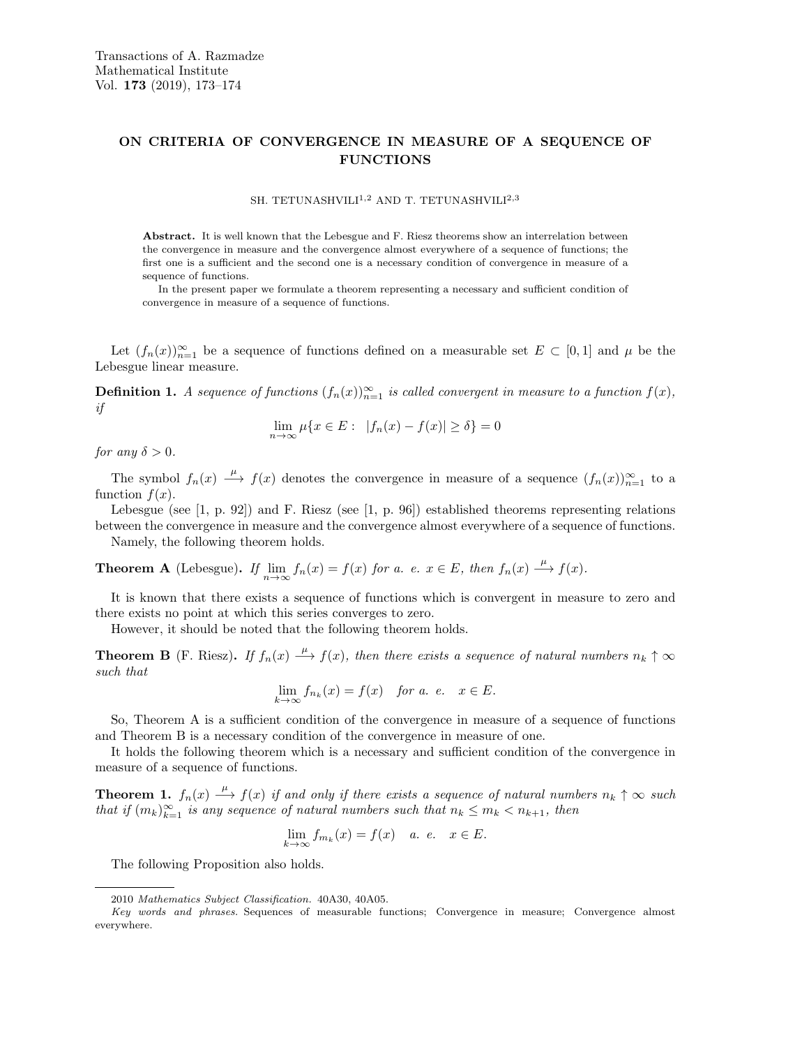# ON CRITERIA OF CONVERGENCE IN MEASURE OF A SEQUENCE OF FUNCTIONS

SH. TETUNASHVILI[1,2] AND T. TETUNASHVILI[2,3]

**Abstract.** It is well known that the Lebesgue and F. Riesz theorems show an interrelation between the convergence in measure and the convergence almost everywhere of a sequence of functions; the first one is a sufficient and the second one is a necessary condition of convergence in measure of a sequence of functions.

In the present paper we formulate a theorem representing a necessary and sufficient condition of convergence in measure of a sequence of functions.

Let $(f_n(x))_{n=1}^{\infty}$ be a sequence of functions defined on a measurable set $E \subset [0,1]$ and $\mu$ be the Lebesgue linear measure.

**Definition 1.** *A sequence of functions $(f_n(x))_{n=1}^{\infty}$ is called convergent in measure to a function $f(x)$, if*

$$\lim_{n\to\infty} \mu\{x \in E : \ |f_n(x) - f(x)| \geq \delta\} = 0$$

*for any $\delta > 0$.*

The symbol $f_n(x) \xrightarrow{\mu} f(x)$ denotes the convergence in measure of a sequence $(f_n(x))_{n=1}^{\infty}$ to a function $f(x)$.

Lebesgue (see [1, p. 92]) and F. Riesz (see [1, p. 96]) established theorems representing relations between the convergence in measure and the convergence almost everywhere of a sequence of functions.

Namely, the following theorem holds.

**Theorem A** (Lebesgue). *If $\lim\limits_{n\to\infty} f_n(x) = f(x)$ for a. e. $x \in E$, then $f_n(x) \xrightarrow{\mu} f(x)$.*

It is known that there exists a sequence of functions which is convergent in measure to zero and there exists no point at which this series converges to zero.

However, it should be noted that the following theorem holds.

**Theorem B** (F. Riesz). *If $f_n(x) \xrightarrow{\mu} f(x)$, then there exists a sequence of natural numbers $n_k \uparrow \infty$ such that*

$$\lim_{k\to\infty} f_{n_k}(x) = f(x) \quad \text{for a. e.} \quad x \in E.$$

So, Theorem A is a sufficient condition of the convergence in measure of a sequence of functions and Theorem B is a necessary condition of the convergence in measure of one.

It holds the following theorem which is a necessary and sufficient condition of the convergence in measure of a sequence of functions.

**Theorem 1.** *$f_n(x) \xrightarrow{\mu} f(x)$ if and only if there exists a sequence of natural numbers $n_k \uparrow \infty$ such that if $(m_k)_{k=1}^{\infty}$ is any sequence of natural numbers such that $n_k \leq m_k < n_{k+1}$, then*

$$\lim_{k\to\infty} f_{m_k}(x) = f(x) \quad \text{a. e.} \quad x \in E.$$

The following Proposition also holds.

---

2010 *Mathematics Subject Classification.* 40A30, 40A05.

*Key words and phrases.* Sequences of measurable functions; Convergence in measure; Convergence almost everywhere.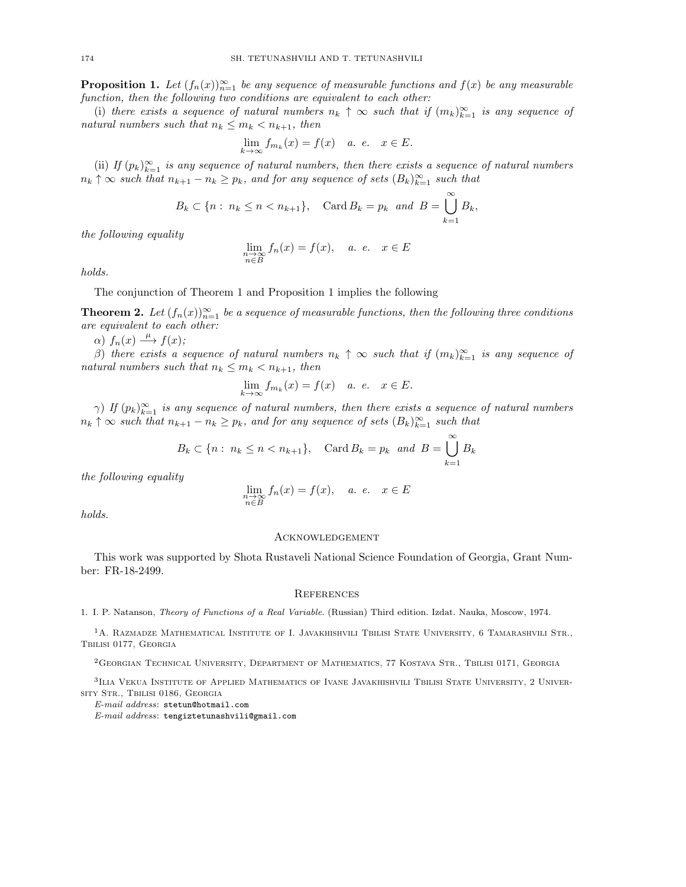**Proposition 1.** *Let $(f_n(x))_{n=1}^{\infty}$ be any sequence of measurable functions and $f(x)$ be any measurable function, then the following two conditions are equivalent to each other:*

(i) *there exists a sequence of natural numbers $n_k \uparrow \infty$ such that if $(m_k)_{k=1}^{\infty}$ is any sequence of natural numbers such that $n_k \le m_k < n_{k+1}$, then*

$$\lim_{k\to\infty} f_{m_k}(x) = f(x) \quad a. \ e. \quad x \in E.$$

(ii) *If $(p_k)_{k=1}^{\infty}$ is any sequence of natural numbers, then there exists a sequence of natural numbers $n_k \uparrow \infty$ such that $n_{k+1} - n_k \ge p_k$, and for any sequence of sets $(B_k)_{k=1}^{\infty}$ such that*

$$B_k \subset \{n : \ n_k \le n < n_{k+1}\}, \quad \operatorname{Card} B_k = p_k \ \ and \ \ B = \bigcup_{k=1}^{\infty} B_k,$$

*the following equality*

$$\lim_{\substack{n\to\infty \\ n\in B}} f_n(x) = f(x), \quad a. \ e. \quad x \in E$$

*holds.*

The conjunction of Theorem 1 and Proposition 1 implies the following

**Theorem 2.** *Let $(f_n(x))_{n=1}^{\infty}$ be a sequence of measurable functions, then the following three conditions are equivalent to each other:*

$\alpha$) $f_n(x) \xrightarrow{\mu} f(x)$;

$\beta$) *there exists a sequence of natural numbers $n_k \uparrow \infty$ such that if $(m_k)_{k=1}^{\infty}$ is any sequence of natural numbers such that $n_k \le m_k < n_{k+1}$, then*

$$\lim_{k\to\infty} f_{m_k}(x) = f(x) \quad a. \ e. \quad x \in E.$$

$\gamma$) *If $(p_k)_{k=1}^{\infty}$ is any sequence of natural numbers, then there exists a sequence of natural numbers $n_k \uparrow \infty$ such that $n_{k+1} - n_k \ge p_k$, and for any sequence of sets $(B_k)_{k=1}^{\infty}$ such that*

$$B_k \subset \{n : \ n_k \le n < n_{k+1}\}, \quad \operatorname{Card} B_k = p_k \ \ and \ \ B = \bigcup_{k=1}^{\infty} B_k$$

*the following equality*

$$\lim_{\substack{n\to\infty \\ n\in B}} f_n(x) = f(x), \quad a. \ e. \quad x \in E$$

*holds.*

## Acknowledgement

This work was supported by Shota Rustaveli National Science Foundation of Georgia, Grant Number: FR-18-2499.

## References

1. I. P. Natanson, *Theory of Functions of a Real Variable*. (Russian) Third edition. Izdat. Nauka, Moscow, 1974.

[1]A. Razmadze Mathematical Institute of I. Javakhishvili Tbilisi State University, 6 Tamarashvili Str., Tbilisi 0177, Georgia

[2]Georgian Technical University, Department of Mathematics, 77 Kostava Str., Tbilisi 0171, Georgia

[3]Ilia Vekua Institute of Applied Mathematics of Ivane Javakhishvili Tbilisi State University, 2 University Str., Tbilisi 0186, Georgia

*E-mail address*: stetun@hotmail.com

*E-mail address*: tengiztetunashvili@gmail.com